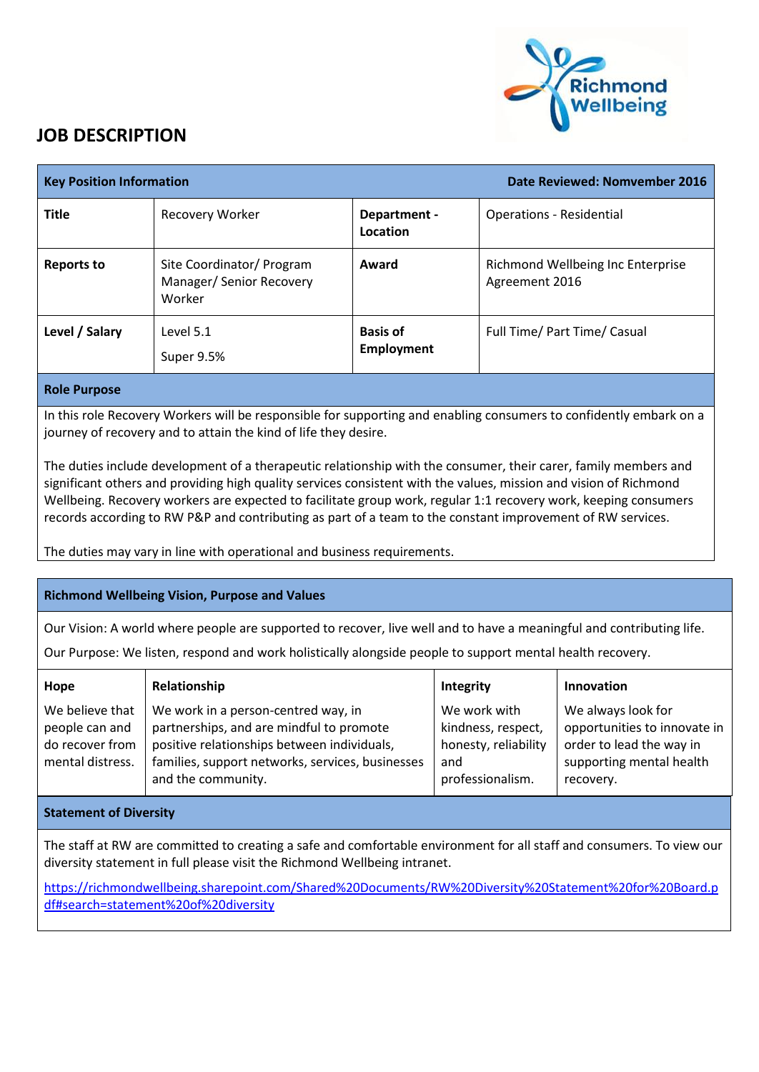# JOB DESCRIPTION

| Key Position Information | | Date Reviewed: Nomvember 2016 | |
|---|---|---|---|
| **Title** | Recovery Worker | **Department - Location** | Operations - Residential |
| **Reports to** | Site Coordinator/ Program Manager/ Senior Recovery Worker | **Award** | Richmond Wellbeing Inc Enterprise Agreement 2016 |
| **Level / Salary** | Level 5.1<br>Super 9.5% | **Basis of Employment** | Full Time/ Part Time/ Casual |

## Role Purpose

In this role Recovery Workers will be responsible for supporting and enabling consumers to confidently embark on a journey of recovery and to attain the kind of life they desire.

The duties include development of a therapeutic relationship with the consumer, their carer, family members and significant others and providing high quality services consistent with the values, mission and vision of Richmond Wellbeing. Recovery workers are expected to facilitate group work, regular 1:1 recovery work, keeping consumers records according to RW P&P and contributing as part of a team to the constant improvement of RW services.

The duties may vary in line with operational and business requirements.

## Richmond Wellbeing Vision, Purpose and Values

Our Vision: A world where people are supported to recover, live well and to have a meaningful and contributing life.

Our Purpose: We listen, respond and work holistically alongside people to support mental health recovery.

| Hope | Relationship | Integrity | Innovation |
|---|---|---|---|
| We believe that people can and do recover from mental distress. | We work in a person-centred way, in partnerships, and are mindful to promote positive relationships between individuals, families, support networks, services, businesses and the community. | We work with kindness, respect, honesty, reliability and professionalism. | We always look for opportunities to innovate in order to lead the way in supporting mental health recovery. |

## Statement of Diversity

The staff at RW are committed to creating a safe and comfortable environment for all staff and consumers. To view our diversity statement in full please visit the Richmond Wellbeing intranet.

https://richmondwellbeing.sharepoint.com/Shared%20Documents/RW%20Diversity%20Statement%20for%20Board.pdf#search=statement%20of%20diversity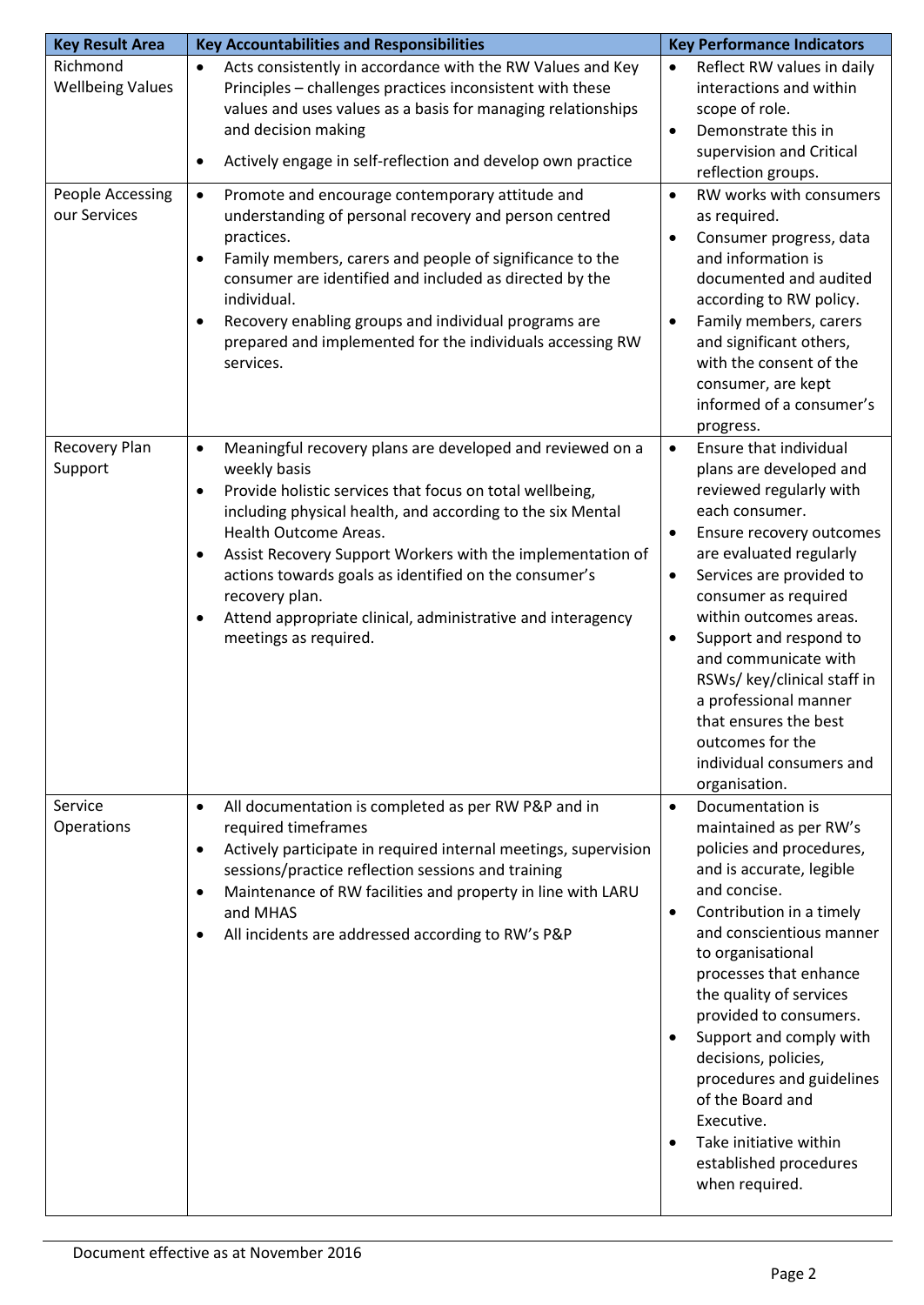| Key Result Area | Key Accountabilities and Responsibilities | Key Performance Indicators |
|---|---|---|
| Richmond Wellbeing Values | • Acts consistently in accordance with the RW Values and Key Principles – challenges practices inconsistent with these values and uses values as a basis for managing relationships and decision making<br>• Actively engage in self-reflection and develop own practice | • Reflect RW values in daily interactions and within scope of role.<br>• Demonstrate this in supervision and Critical reflection groups. |
| People Accessing our Services | • Promote and encourage contemporary attitude and understanding of personal recovery and person centred practices.<br>• Family members, carers and people of significance to the consumer are identified and included as directed by the individual.<br>• Recovery enabling groups and individual programs are prepared and implemented for the individuals accessing RW services. | • RW works with consumers as required.<br>• Consumer progress, data and information is documented and audited according to RW policy.<br>• Family members, carers and significant others, with the consent of the consumer, are kept informed of a consumer's progress. |
| Recovery Plan Support | • Meaningful recovery plans are developed and reviewed on a weekly basis<br>• Provide holistic services that focus on total wellbeing, including physical health, and according to the six Mental Health Outcome Areas.<br>• Assist Recovery Support Workers with the implementation of actions towards goals as identified on the consumer's recovery plan.<br>• Attend appropriate clinical, administrative and interagency meetings as required. | • Ensure that individual plans are developed and reviewed regularly with each consumer.<br>• Ensure recovery outcomes are evaluated regularly<br>• Services are provided to consumer as required within outcomes areas.<br>• Support and respond to and communicate with RSWs/ key/clinical staff in a professional manner that ensures the best outcomes for the individual consumers and organisation. |
| Service Operations | • All documentation is completed as per RW P&P and in required timeframes<br>• Actively participate in required internal meetings, supervision sessions/practice reflection sessions and training<br>• Maintenance of RW facilities and property in line with LARU and MHAS<br>• All incidents are addressed according to RW's P&P | • Documentation is maintained as per RW's policies and procedures, and is accurate, legible and concise.<br>• Contribution in a timely and conscientious manner to organisational processes that enhance the quality of services provided to consumers.<br>• Support and comply with decisions, policies, procedures and guidelines of the Board and Executive.<br>• Take initiative within established procedures when required. |

Document effective as at November 2016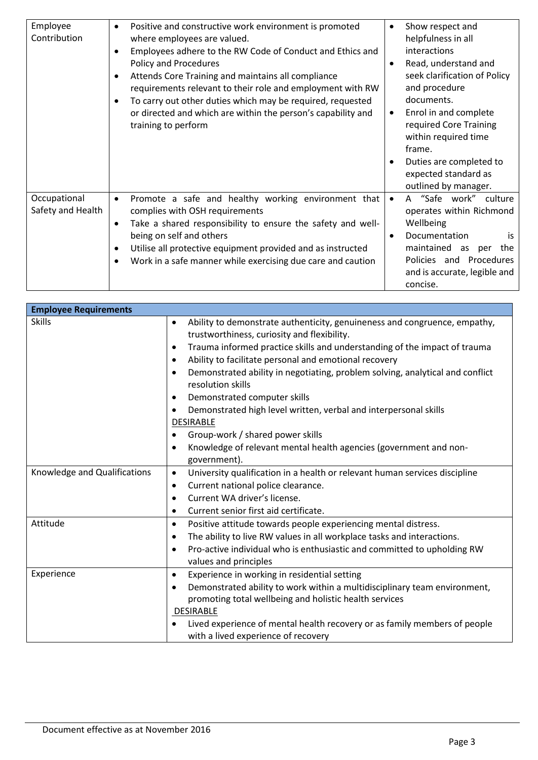| | | |
|---|---|---|
| Employee Contribution | • Positive and constructive work environment is promoted where employees are valued.<br>• Employees adhere to the RW Code of Conduct and Ethics and Policy and Procedures<br>• Attends Core Training and maintains all compliance requirements relevant to their role and employment with RW<br>• To carry out other duties which may be required, requested or directed and which are within the person's capability and training to perform | • Show respect and helpfulness in all interactions<br>• Read, understand and seek clarification of Policy and procedure documents.<br>• Enrol in and complete required Core Training within required time frame.<br>• Duties are completed to expected standard as outlined by manager. |
| Occupational Safety and Health | • Promote a safe and healthy working environment that complies with OSH requirements<br>• Take a shared responsibility to ensure the safety and well-being on self and others<br>• Utilise all protective equipment provided and as instructed<br>• Work in a safe manner while exercising due care and caution | • A "Safe work" culture operates within Richmond Wellbeing<br>• Documentation is maintained as per the Policies and Procedures and is accurate, legible and concise. |

| **Employee Requirements** | |
|---|---|
| Skills | • Ability to demonstrate authenticity, genuineness and congruence, empathy, trustworthiness, curiosity and flexibility.<br>• Trauma informed practice skills and understanding of the impact of trauma<br>• Ability to facilitate personal and emotional recovery<br>• Demonstrated ability in negotiating, problem solving, analytical and conflict resolution skills<br>• Demonstrated computer skills<br>• Demonstrated high level written, verbal and interpersonal skills<br>DESIRABLE<br>• Group-work / shared power skills<br>• Knowledge of relevant mental health agencies (government and non-government). |
| Knowledge and Qualifications | • University qualification in a health or relevant human services discipline<br>• Current national police clearance.<br>• Current WA driver's license.<br>• Current senior first aid certificate. |
| Attitude | • Positive attitude towards people experiencing mental distress.<br>• The ability to live RW values in all workplace tasks and interactions.<br>• Pro-active individual who is enthusiastic and committed to upholding RW values and principles |
| Experience | • Experience in working in residential setting<br>• Demonstrated ability to work within a multidisciplinary team environment, promoting total wellbeing and holistic health services<br>DESIRABLE<br>• Lived experience of mental health recovery or as family members of people with a lived experience of recovery |

Document effective as at November 2016